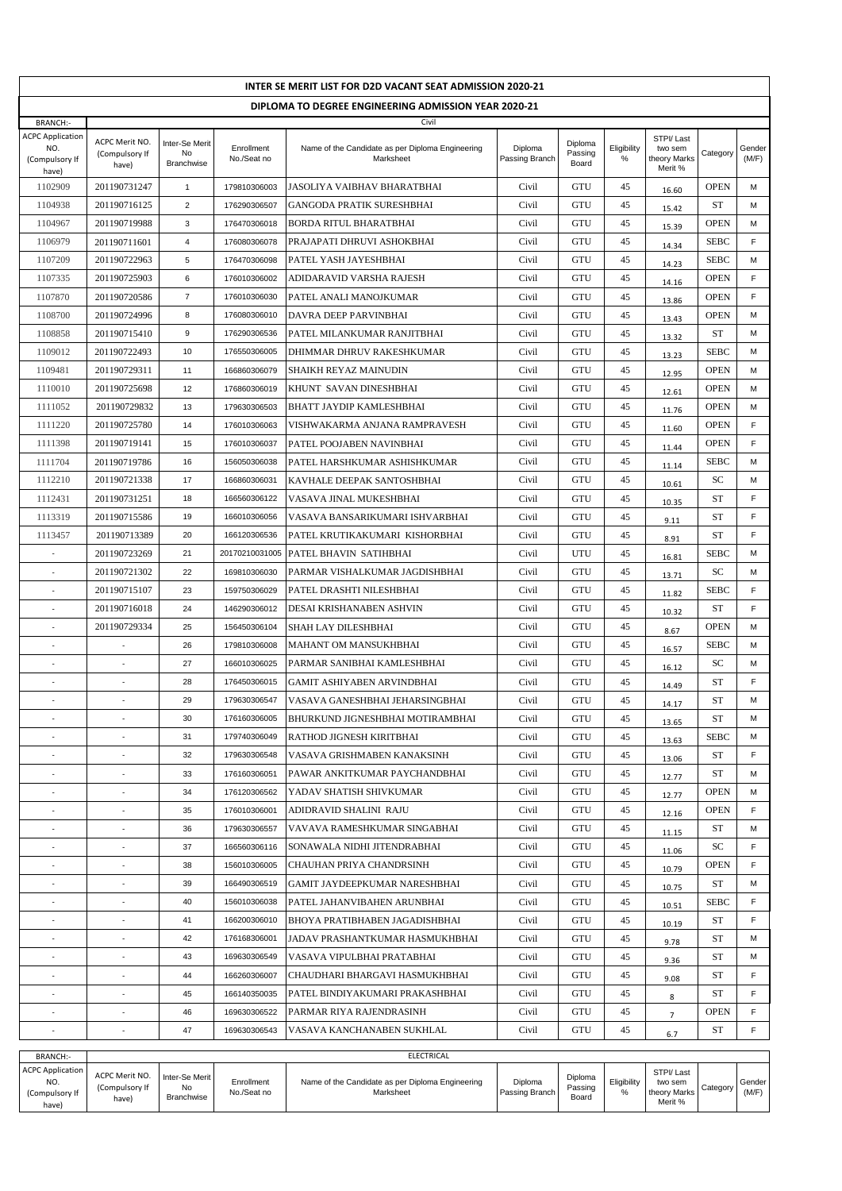# INTER SE MERIT LIST FOR D2D VACANT SEAT ADMISSION 2020-21

## DIPLOMA TO DEGREE ENGINEERING ADMISSION YEAR 2020-21

BRANCH:- Civil

| ACPC Application NO. (Compulsory If have) | ACPC Merit NO. (Compulsory If have) | Inter-Se Merit No Branchwise | Enrollment No./Seat no | Name of the Candidate as per Diploma Engineering Marksheet | Diploma Passing Branch | Diploma Passing Board | Eligibility % | STPI/ Last two sem theory Marks Merit % | Category | Gender (M/F) |
|---|---|---|---|---|---|---|---|---|---|---|
| 1102909 | 201190731247 | 1 | 179810306003 | JASOLIYA VAIBHAV BHARATBHAI | Civil | GTU | 45 | 16.60 | OPEN | M |
| 1104938 | 201190716125 | 2 | 176290306507 | GANGODA PRATIK SURESHBHAI | Civil | GTU | 45 | 15.42 | ST | M |
| 1104967 | 201190719988 | 3 | 176470306018 | BORDA RITUL BHARATBHAI | Civil | GTU | 45 | 15.39 | OPEN | M |
| 1106979 | 201190711601 | 4 | 176080306078 | PRAJAPATI DHRUVI ASHOKBHAI | Civil | GTU | 45 | 14.34 | SEBC | F |
| 1107209 | 201190722963 | 5 | 176470306098 | PATEL YASH JAYESHBHAI | Civil | GTU | 45 | 14.23 | SEBC | M |
| 1107335 | 201190725903 | 6 | 176010306002 | ADIDARAVID VARSHA RAJESH | Civil | GTU | 45 | 14.16 | OPEN | F |
| 1107870 | 201190720586 | 7 | 176010306030 | PATEL ANALI MANOJKUMAR | Civil | GTU | 45 | 13.86 | OPEN | F |
| 1108700 | 201190724996 | 8 | 176080306010 | DAVRA DEEP PARVINBHAI | Civil | GTU | 45 | 13.43 | OPEN | M |
| 1108858 | 201190715410 | 9 | 176290306536 | PATEL MILANKUMAR RANJITBHAI | Civil | GTU | 45 | 13.32 | ST | M |
| 1109012 | 201190722493 | 10 | 176550306005 | DHIMMAR DHRUV RAKESHKUMAR | Civil | GTU | 45 | 13.23 | SEBC | M |
| 1109481 | 201190729311 | 11 | 166860306079 | SHAIKH REYAZ MAINUDIN | Civil | GTU | 45 | 12.95 | OPEN | M |
| 1110010 | 201190725698 | 12 | 176860306019 | KHUNT SAVAN DINESHBHAI | Civil | GTU | 45 | 12.61 | OPEN | M |
| 1111052 | 201190729832 | 13 | 179630306503 | BHATT JAYDIP KAMLESHBHAI | Civil | GTU | 45 | 11.76 | OPEN | M |
| 1111220 | 201190725780 | 14 | 176010306063 | VISHWAKARMA ANJANA RAMPRAVESH | Civil | GTU | 45 | 11.60 | OPEN | F |
| 1111398 | 201190719141 | 15 | 176010306037 | PATEL POOJABEN NAVINBHAI | Civil | GTU | 45 | 11.44 | OPEN | F |
| 1111704 | 201190719786 | 16 | 156050306038 | PATEL HARSHKUMAR ASHISHKUMAR | Civil | GTU | 45 | 11.14 | SEBC | M |
| 1112210 | 201190721338 | 17 | 166860306031 | KAVHALE DEEPAK SANTOSHBHAI | Civil | GTU | 45 | 10.61 | SC | M |
| 1112431 | 201190731251 | 18 | 166560306122 | VASAVA JINAL MUKESHBHAI | Civil | GTU | 45 | 10.35 | ST | F |
| 1113319 | 201190715586 | 19 | 166010306056 | VASAVA BANSARIKUMARI ISHVARBHAI | Civil | GTU | 45 | 9.11 | ST | F |
| 1113457 | 201190713389 | 20 | 166120306536 | PATEL KRUTIKAKUMARI KISHORBHAI | Civil | GTU | 45 | 8.91 | ST | F |
| - | 201190723269 | 21 | 20170210031005 | PATEL BHAVIN SATIHBHAI | Civil | UTU | 45 | 16.81 | SEBC | M |
| - | 201190721302 | 22 | 169810306030 | PARMAR VISHALKUMAR JAGDISHBHAI | Civil | GTU | 45 | 13.71 | SC | M |
| - | 201190715107 | 23 | 159750306029 | PATEL DRASHTI NILESHBHAI | Civil | GTU | 45 | 11.82 | SEBC | F |
| - | 201190716018 | 24 | 146290306012 | DESAI KRISHANABEN ASHVIN | Civil | GTU | 45 | 10.32 | ST | F |
| - | 201190729334 | 25 | 156450306104 | SHAH LAY DILESHBHAI | Civil | GTU | 45 | 8.67 | OPEN | M |
| - | - | 26 | 179810306008 | MAHANT OM MANSUKHBHAI | Civil | GTU | 45 | 16.57 | SEBC | M |
| - | - | 27 | 166010306025 | PARMAR SANIBHAI KAMLESHBHAI | Civil | GTU | 45 | 16.12 | SC | M |
| - | - | 28 | 176450306015 | GAMIT ASHIYABEN ARVINDBHAI | Civil | GTU | 45 | 14.49 | ST | F |
| - | - | 29 | 179630306547 | VASAVA GANESHBHAI JEHARSINGBHAI | Civil | GTU | 45 | 14.17 | ST | M |
| - | - | 30 | 176160306005 | BHURKUND JIGNESHBHAI MOTIRAMBHAI | Civil | GTU | 45 | 13.65 | ST | M |
| - | - | 31 | 179740306049 | RATHOD JIGNESH KIRITBHAI | Civil | GTU | 45 | 13.63 | SEBC | M |
| - | - | 32 | 179630306548 | VASAVA GRISHMABEN KANAKSINH | Civil | GTU | 45 | 13.06 | ST | F |
| - | - | 33 | 176160306051 | PAWAR ANKITKUMAR PAYCHANDBHAI | Civil | GTU | 45 | 12.77 | ST | M |
| - | - | 34 | 176120306562 | YADAV SHATISH SHIVKUMAR | Civil | GTU | 45 | 12.77 | OPEN | M |
| - | - | 35 | 176010306001 | ADIDRAVID SHALINI RAJU | Civil | GTU | 45 | 12.16 | OPEN | F |
| - | - | 36 | 179630306557 | VAVAVA RAMESHKUMAR SINGABHAI | Civil | GTU | 45 | 11.15 | ST | M |
| - | - | 37 | 166560306116 | SONAWALA NIDHI JITENDRABHAI | Civil | GTU | 45 | 11.06 | SC | F |
| - | - | 38 | 156010306005 | CHAUHAN PRIYA CHANDRSINH | Civil | GTU | 45 | 10.79 | OPEN | F |
| - | - | 39 | 166490306519 | GAMIT JAYDEEPKUMAR NARESHBHAI | Civil | GTU | 45 | 10.75 | ST | M |
| - | - | 40 | 156010306038 | PATEL JAHANVIBAHEN ARUNBHAI | Civil | GTU | 45 | 10.51 | SEBC | F |
| - | - | 41 | 166200306010 | BHOYA PRATIBHABEN JAGADISHBHAI | Civil | GTU | 45 | 10.19 | ST | F |
| - | - | 42 | 176168306001 | JADAV PRASHANTKUMAR HASMUKHBHAI | Civil | GTU | 45 | 9.78 | ST | M |
| - | - | 43 | 169630306549 | VASAVA VIPULBHAI PRATABHAI | Civil | GTU | 45 | 9.36 | ST | M |
| - | - | 44 | 166260306007 | CHAUDHARI BHARGAVI HASMUKHBHAI | Civil | GTU | 45 | 9.08 | ST | F |
| - | - | 45 | 166140350035 | PATEL BINDIYAKUMARI PRAKASHBHAI | Civil | GTU | 45 | 8 | ST | F |
| - | - | 46 | 169630306522 | PARMAR RIYA RAJENDRASINH | Civil | GTU | 45 | 7 | OPEN | F |
| - | - | 47 | 169630306543 | VASAVA KANCHANABEN SUKHLAL | Civil | GTU | 45 | 6.7 | ST | F |

BRANCH:- ELECTRICAL

| ACPC Application NO. (Compulsory If have) | ACPC Merit NO. (Compulsory If have) | Inter-Se Merit No Branchwise | Enrollment No./Seat no | Name of the Candidate as per Diploma Engineering Marksheet | Diploma Passing Branch | Diploma Passing Board | Eligibility % | STPI/ Last two sem theory Marks Merit % | Category | Gender (M/F) |
|---|---|---|---|---|---|---|---|---|---|---|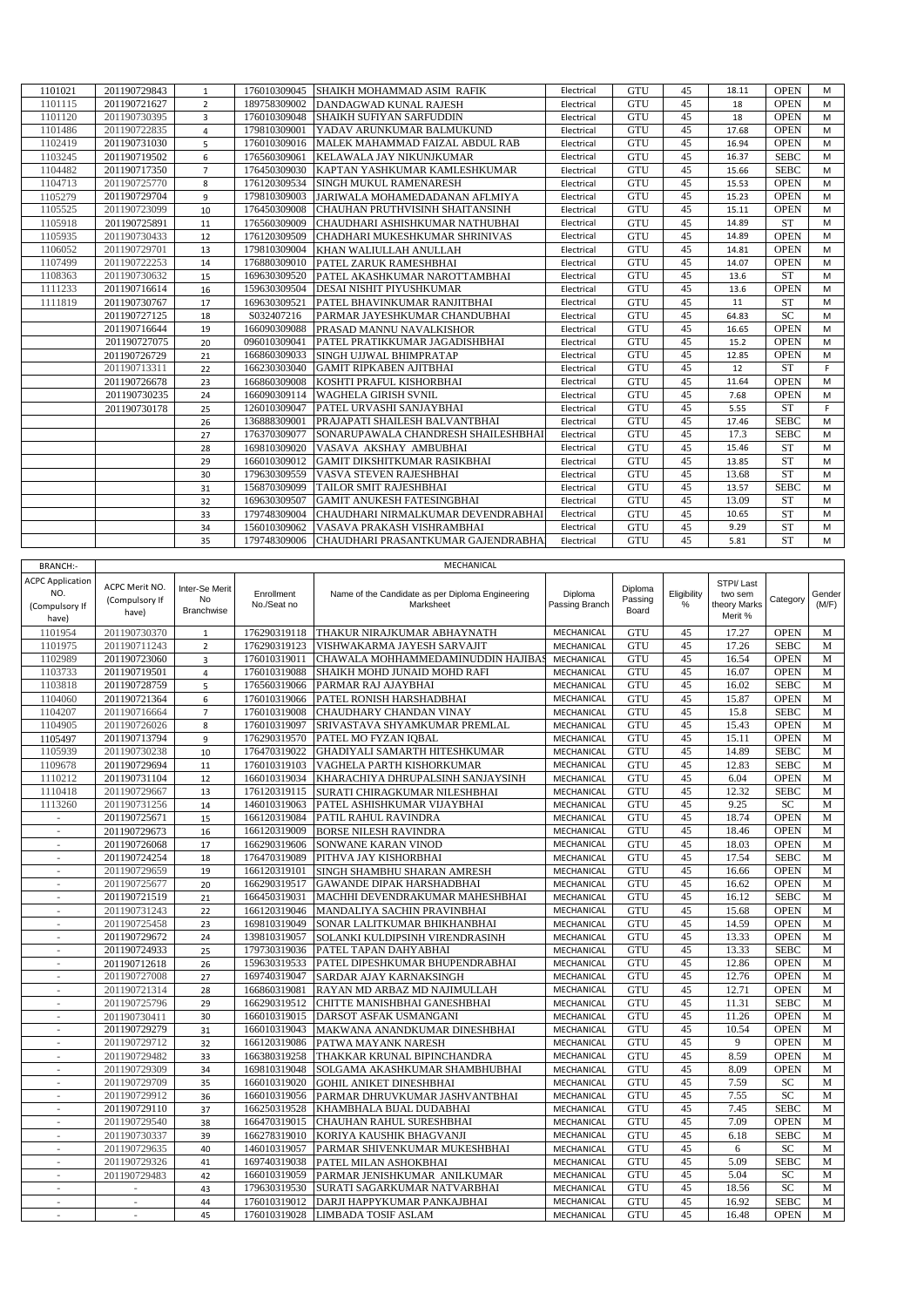| 1101021 | 201190729843 | 1 | 176010309045 | SHAIKH MOHAMMAD ASIM RAFIK | Electrical | GTU | 45 | 18.11 | OPEN | M |
|---|---|---|---|---|---|---|---|---|---|---|
| 1101115 | 201190721627 | 2 | 189758309002 | DANDAGWAD KUNAL RAJESH | Electrical | GTU | 45 | 18 | OPEN | M |
| 1101120 | 201190730395 | 3 | 176010309048 | SHAIKH SUFIYAN SARFUDDIN | Electrical | GTU | 45 | 18 | OPEN | M |
| 1101486 | 201190722835 | 4 | 179810309001 | YADAV ARUNKUMAR BALMUKUND | Electrical | GTU | 45 | 17.68 | OPEN | M |
| 1102419 | 201190731030 | 5 | 176010309016 | MALEK MAHAMMAD FAIZAL ABDUL RAB | Electrical | GTU | 45 | 16.94 | OPEN | M |
| 1103245 | 201190719502 | 6 | 176560309061 | KELAWALA JAY NIKUNJKUMAR | Electrical | GTU | 45 | 16.37 | SEBC | M |
| 1104482 | 201190717350 | 7 | 176450309030 | KAPTAN YASHKUMAR KAMLESHKUMAR | Electrical | GTU | 45 | 15.66 | SEBC | M |
| 1104713 | 201190725770 | 8 | 176120309534 | SINGH MUKUL RAMENARESH | Electrical | GTU | 45 | 15.53 | OPEN | M |
| 1105279 | 201190729704 | 9 | 179810309003 | JARIWALA MOHAMEDADANAN AFLMIYA | Electrical | GTU | 45 | 15.23 | OPEN | M |
| 1105525 | 201190723099 | 10 | 176450309008 | CHAUHAN PRUTHVISINH SHAITANSINH | Electrical | GTU | 45 | 15.11 | OPEN | M |
| 1105918 | 201190725891 | 11 | 176560309009 | CHAUDHARI ASHISHKUMAR NATHUBHAI | Electrical | GTU | 45 | 14.89 | ST | M |
| 1105935 | 201190730433 | 12 | 176120309509 | CHADHARI MUKESHKUMAR SHRINIVAS | Electrical | GTU | 45 | 14.89 | OPEN | M |
| 1106052 | 201190729701 | 13 | 179810309004 | KHAN WALIULLAH ANULLAH | Electrical | GTU | 45 | 14.81 | OPEN | M |
| 1107499 | 201190722253 | 14 | 176880309010 | PATEL ZARUK RAMESHBHAI | Electrical | GTU | 45 | 14.07 | OPEN | M |
| 1108363 | 201190730632 | 15 | 169630309520 | PATEL AKASHKUMAR NAROTTAMBHAI | Electrical | GTU | 45 | 13.6 | ST | M |
| 1111233 | 201190716614 | 16 | 159630309504 | DESAI NISHIT PIYUSHKUMAR | Electrical | GTU | 45 | 13.6 | OPEN | M |
| 1111819 | 201190730767 | 17 | 169630309521 | PATEL BHAVINKUMAR RANJITBHAI | Electrical | GTU | 45 | 11 | ST | M |
| | 201190727125 | 18 | S032407216 | PARMAR JAYESHKUMAR CHANDUBHAI | Electrical | GTU | 45 | 64.83 | SC | M |
| | 201190716644 | 19 | 166090309088 | PRASAD MANNU NAVALKISHOR | Electrical | GTU | 45 | 16.65 | OPEN | M |
| | 201190727075 | 20 | 096010309041 | PATEL PRATIKKUMAR JAGADISHBHAI | Electrical | GTU | 45 | 15.2 | OPEN | M |
| | 201190726729 | 21 | 166860309033 | SINGH UJJWAL BHIMPRATAP | Electrical | GTU | 45 | 12.85 | OPEN | M |
| | 201190713311 | 22 | 166230303040 | GAMIT RIPKABEN AJITBHAI | Electrical | GTU | 45 | 12 | ST | F |
| | 201190726678 | 23 | 166860309008 | KOSHTI PRAFUL KISHORBHAI | Electrical | GTU | 45 | 11.64 | OPEN | M |
| | 201190730235 | 24 | 166090309114 | WAGHELA GIRISH SVNIL | Electrical | GTU | 45 | 7.68 | OPEN | M |
| | 201190730178 | 25 | 126010309047 | PATEL URVASHI SANJAYBHAI | Electrical | GTU | 45 | 5.55 | ST | F |
| | | 26 | 136888309001 | PRAJAPATI SHAILESH BALVANTBHAI | Electrical | GTU | 45 | 17.46 | SEBC | M |
| | | 27 | 176370309077 | SONARUPAWALA CHANDRESH SHAILESHBHAI | Electrical | GTU | 45 | 17.3 | SEBC | M |
| | | 28 | 169810309020 | VASAVA AKSHAY AMBUBHAI | Electrical | GTU | 45 | 15.46 | ST | M |
| | | 29 | 166010309012 | GAMIT DIKSHITKUMAR RASIKBHAI | Electrical | GTU | 45 | 13.85 | ST | M |
| | | 30 | 179630309559 | VASVA STEVEN RAJESHBHAI | Electrical | GTU | 45 | 13.68 | ST | M |
| | | 31 | 156870309099 | TAILOR SMIT RAJESHBHAI | Electrical | GTU | 45 | 13.57 | SEBC | M |
| | | 32 | 169630309507 | GAMIT ANUKESH FATESINGBHAI | Electrical | GTU | 45 | 13.09 | ST | M |
| | | 33 | 179748309004 | CHAUDHARI NIRMALKUMAR DEVENDRABHAI | Electrical | GTU | 45 | 10.65 | ST | M |
| | | 34 | 156010309062 | VASAVA PRAKASH VISHRAMBHAI | Electrical | GTU | 45 | 9.29 | ST | M |
| | | 35 | 179748309006 | CHAUDHARI PRASANTKUMAR GAJENDRABHA | Electrical | GTU | 45 | 5.81 | ST | M |

| BRANCH:- | MECHANICAL | | | | | | | | | |
|---|---|---|---|---|---|---|---|---|---|---|
| ACPC Application NO. (Compulsory If have) | ACPC Merit NO. (Compulsory If have) | Inter-Se Merit No Branchwise | Enrollment No./Seat no | Name of the Candidate as per Diploma Engineering Marksheet | Diploma Passing Branch | Diploma Passing Board | Eligibility % | STPI/ Last two sem theory Marks Merit % | Category | Gender (M/F) |
| 1101954 | 201190730370 | 1 | 176290319118 | THAKUR NIRAJKUMAR ABHAYNATH | MECHANICAL | GTU | 45 | 17.27 | OPEN | M |
| 1101975 | 201190711243 | 2 | 176290319123 | VISHWAKARMA JAYESH SARVAJIT | MECHANICAL | GTU | 45 | 17.26 | SEBC | M |
| 1102989 | 201190723060 | 3 | 176010319011 | CHAWALA MOHHAMMEDAMINUDDIN HAJIBAS | MECHANICAL | GTU | 45 | 16.54 | OPEN | M |
| 1103733 | 201190719501 | 4 | 176010319088 | SHAIKH MOHD JUNAID MOHD RAFI | MECHANICAL | GTU | 45 | 16.07 | OPEN | M |
| 1103818 | 201190728759 | 5 | 176560319066 | PARMAR RAJ AJAYBHAI | MECHANICAL | GTU | 45 | 16.02 | SEBC | M |
| 1104060 | 201190721364 | 6 | 176010319066 | PATEL RONISH HARSHADBHAI | MECHANICAL | GTU | 45 | 15.87 | OPEN | M |
| 1104207 | 201190716664 | 7 | 176010319008 | CHAUDHARY CHANDAN VINAY | MECHANICAL | GTU | 45 | 15.8 | SEBC | M |
| 1104905 | 201190726026 | 8 | 176010319097 | SRIVASTAVA SHYAMKUMAR PREMLAL | MECHANICAL | GTU | 45 | 15.43 | OPEN | M |
| 1105497 | 201190713794 | 9 | 176290319570 | PATEL MO FYZAN IQBAL | MECHANICAL | GTU | 45 | 15.11 | OPEN | M |
| 1105939 | 201190730238 | 10 | 176470319022 | GHADIYALI SAMARTH HITESHKUMAR | MECHANICAL | GTU | 45 | 14.89 | SEBC | M |
| 1109678 | 201190729694 | 11 | 176010319103 | VAGHELA PARTH KISHORKUMAR | MECHANICAL | GTU | 45 | 12.83 | SEBC | M |
| 1110212 | 201190731104 | 12 | 166010319034 | KHARACHIYA DHRUPALSINH SANJAYSINH | MECHANICAL | GTU | 45 | 6.04 | OPEN | M |
| 1110418 | 201190729667 | 13 | 176120319115 | SURATI CHIRAGKUMAR NILESHBHAI | MECHANICAL | GTU | 45 | 12.32 | SEBC | M |
| 1113260 | 201190731256 | 14 | 146010319063 | PATEL ASHISHKUMAR VIJAYBHAI | MECHANICAL | GTU | 45 | 9.25 | SC | M |
| - | 201190725671 | 15 | 166120319084 | PATIL RAHUL RAVINDRA | MECHANICAL | GTU | 45 | 18.74 | OPEN | M |
| - | 201190729673 | 16 | 166120319009 | BORSE NILESH RAVINDRA | MECHANICAL | GTU | 45 | 18.46 | OPEN | M |
| - | 201190726068 | 17 | 166290319606 | SONWANE KARAN VINOD | MECHANICAL | GTU | 45 | 18.03 | OPEN | M |
| - | 201190724254 | 18 | 176470319089 | PITHVA JAY KISHORBHAI | MECHANICAL | GTU | 45 | 17.54 | SEBC | M |
| - | 201190729659 | 19 | 166120319101 | SINGH SHAMBHU SHARAN AMRESH | MECHANICAL | GTU | 45 | 16.66 | OPEN | M |
| - | 201190725677 | 20 | 166290319517 | GAWANDE DIPAK HARSHADBHAI | MECHANICAL | GTU | 45 | 16.62 | OPEN | M |
| - | 201190721519 | 21 | 166450319031 | MACHHI DEVENDRAKUMAR MAHESHBHAI | MECHANICAL | GTU | 45 | 16.12 | SEBC | M |
| - | 201190731243 | 22 | 166120319046 | MANDALIYA SACHIN PRAVINBHAI | MECHANICAL | GTU | 45 | 15.68 | OPEN | M |
| - | 201190725458 | 23 | 169810319049 | SONAR LALITKUMAR BHIKHANBHAI | MECHANICAL | GTU | 45 | 14.59 | OPEN | M |
| - | 201190729672 | 24 | 139810319057 | SOLANKI KULDIPSINH VIRENDRASINH | MECHANICAL | GTU | 45 | 13.33 | OPEN | M |
| - | 201190724933 | 25 | 179730319036 | PATEL TAPAN DAHYABHAI | MECHANICAL | GTU | 45 | 13.33 | SEBC | M |
| - | 201190712618 | 26 | 159630319533 | PATEL DIPESHKUMAR BHUPENDRABHAI | MECHANICAL | GTU | 45 | 12.86 | OPEN | M |
| - | 201190727008 | 27 | 169740319047 | SARDAR AJAY KARNAKSINGH | MECHANICAL | GTU | 45 | 12.76 | OPEN | M |
| - | 201190721314 | 28 | 166860319081 | RAYAN MD ARBAZ MD NAJIMULLAH | MECHANICAL | GTU | 45 | 12.71 | OPEN | M |
| - | 201190725796 | 29 | 166290319512 | CHITTE MANISHBHAI GANESHBHAI | MECHANICAL | GTU | 45 | 11.31 | SEBC | M |
| - | 201190730411 | 30 | 166010319015 | DARSOT ASFAK USMANGANI | MECHANICAL | GTU | 45 | 11.26 | OPEN | M |
| - | 201190729279 | 31 | 166010319043 | MAKWANA ANANDKUMAR DINESHBHAI | MECHANICAL | GTU | 45 | 10.54 | OPEN | M |
| - | 201190729712 | 32 | 166120319086 | PATWA MAYANK NARESH | MECHANICAL | GTU | 45 | 9 | OPEN | M |
| - | 201190729482 | 33 | 166380319258 | THAKKAR KRUNAL BIPINCHANDRA | MECHANICAL | GTU | 45 | 8.59 | OPEN | M |
| - | 201190729309 | 34 | 169810319048 | SOLGAMA AKASHKUMAR SHAMBHUBHAI | MECHANICAL | GTU | 45 | 8.09 | OPEN | M |
| - | 201190729709 | 35 | 166010319020 | GOHIL ANIKET DINESHBHAI | MECHANICAL | GTU | 45 | 7.59 | SC | M |
| - | 201190729912 | 36 | 166010319056 | PARMAR DHRUVKUMAR JASHVANTBHAI | MECHANICAL | GTU | 45 | 7.55 | SC | M |
| - | 201190729110 | 37 | 166250319528 | KHAMBHALA BIJAL DUDABHAI | MECHANICAL | GTU | 45 | 7.45 | SEBC | M |
| - | 201190729540 | 38 | 166470319015 | CHAUHAN RAHUL SURESHBHAI | MECHANICAL | GTU | 45 | 7.09 | OPEN | M |
| - | 201190730337 | 39 | 166278319010 | KORIYA KAUSHIK BHAGVANJI | MECHANICAL | GTU | 45 | 6.18 | SEBC | M |
| - | 201190729635 | 40 | 146010319057 | PARMAR SHIVENKUMAR MUKESHBHAI | MECHANICAL | GTU | 45 | 6 | SC | M |
| - | 201190729326 | 41 | 169740319038 | PATEL MILAN ASHOKBHAI | MECHANICAL | GTU | 45 | 5.09 | SEBC | M |
| - | 201190729483 | 42 | 166010319059 | PARMAR JENISHKUMAR ANILKUMAR | MECHANICAL | GTU | 45 | 5.04 | SC | M |
| - | - | 43 | 179630319530 | SURATI SAGARKUMAR NATVARBHAI | MECHANICAL | GTU | 45 | 18.56 | SC | M |
| - | - | 44 | 176010319012 | DARJI HAPPYKUMAR PANKAJBHAI | MECHANICAL | GTU | 45 | 16.92 | SEBC | M |
| - | - | 45 | 176010319028 | LIMBADA TOSIF ASLAM | MECHANICAL | GTU | 45 | 16.48 | OPEN | M |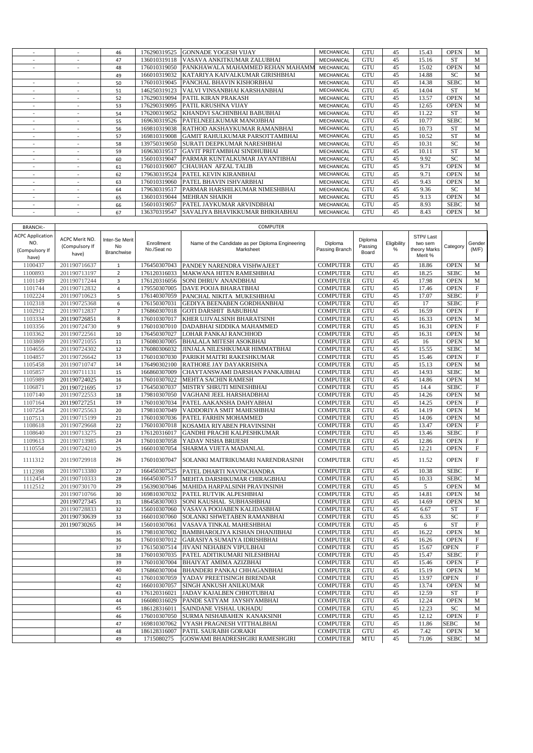| | | | | | | | | | | |
|---|---|---|---|---|---|---|---|---|---|---|
| - | - | 46 | 176290319525 | GONNADE YOGESH VIJAY | MECHANICAL | GTU | 45 | 15.43 | OPEN | M |
| - | - | 47 | 136010319118 | VASAVA ANKITKUMAR ZALUBHAI | MECHANICAL | GTU | 45 | 15.16 | ST | M |
| - | - | 48 | 176010319050 | PANKHAWALA MAHAMMED REHAN MAHAMM | MECHANICAL | GTU | 45 | 15.02 | OPEN | M |
| | | 49 | 166010319032 | KATARIYA KAIVALKUMAR GIRISHBHAI | MECHANICAL | GTU | 45 | 14.88 | SC | M |
| - | - | 50 | 176010319045 | PANCHAL BHAVIN KISHORBHAI | MECHANICAL | GTU | 45 | 14.38 | SEBC | M |
| - | - | 51 | 146250319123 | VALVI VINSANBHAI KARSHANBHAI | MECHANICAL | GTU | 45 | 14.04 | ST | M |
| - | - | 52 | 176290319094 | PATIL KIRAN PRAKASH | MECHANICAL | GTU | 45 | 13.57 | OPEN | M |
| - | - | 53 | 176290319095 | PATIL KRUSHNA VIJAY | MECHANICAL | GTU | 45 | 12.65 | OPEN | M |
| - | - | 54 | 176200319052 | KHANDVI SACHINBHAI BABUBHAI | MECHANICAL | GTU | 45 | 11.22 | ST | M |
| - | - | 55 | 169630319526 | PATELNEELKUMAR MANOJBHAI | MECHANICAL | GTU | 45 | 10.77 | SEBC | M |
| - | - | 56 | 169810319038 | RATHOD AKSHAYKUMAR RAMANBHAI | MECHANICAL | GTU | 45 | 10.73 | ST | M |
| - | - | 57 | 169810319008 | GAMIT RAHULKUMAR PARSOTTAMBHAI | MECHANICAL | GTU | 45 | 10.52 | ST | M |
| - | - | 58 | 139750319050 | SURATI DEEPKUMAR NARESHBHAI | MECHANICAL | GTU | 45 | 10.31 | SC | M |
| - | - | 59 | 169630319517 | GAVIT PRITAMBHAI SINDHUBHAI | MECHANICAL | GTU | 45 | 10.11 | ST | M |
| - | - | 60 | 156010319047 | PARMAR KUNTALKUMAR JAYANTIBHAI | MECHANICAL | GTU | 45 | 9.92 | SC | M |
| - | - | 61 | 176010319007 | CHAUHAN AFZAL TALIB | MECHANICAL | GTU | 45 | 9.71 | OPEN | M |
| - | - | 62 | 179630319524 | PATEL KEVIN KIRANBHAI | MECHANICAL | GTU | 45 | 9.71 | OPEN | M |
| - | - | 63 | 176010319060 | PATEL BHAVIN ISHVARBHAI | MECHANICAL | GTU | 45 | 9.43 | OPEN | M |
| - | - | 64 | 179630319517 | PARMAR HARSHILKUMAR NIMESHBHAI | MECHANICAL | GTU | 45 | 9.36 | SC | M |
| - | - | 65 | 136010319044 | MEHRAN SHAIKH | MECHANICAL | GTU | 45 | 9.13 | OPEN | M |
| - | - | 66 | 156010319057 | PATEL JAYKUMAR ARVINDBHAI | MECHANICAL | GTU | 45 | 8.93 | SEBC | M |
| - | - | 67 | 136370319547 | SAVALIYA BHAVIKKUMAR BHIKHABHAI | MECHANICAL | GTU | 45 | 8.43 | OPEN | M |

| BRANCH:- | COMPUTER | | | | | | | | | |
|---|---|---|---|---|---|---|---|---|---|---|
| ACPC Application NO. (Compulsory If have) | ACPC Merit NO. (Compulsory If have) | Inter-Se Merit No Branchwise | Enrollment No./Seat no | Name of the Candidate as per Diploma Engineering Marksheet | Diploma Passing Branch | Diploma Passing Board | Eligibility % | STPI/ Last two sem theory Marks Merit % | Category | Gender (M/F) |
| 1100437 | 201190716637 | 1 | 176450307043 | PANDEY NARENDRA VISHWAJEET | COMPUTER | GTU | 45 | 18.86 | OPEN | M |
| 1100893 | 201190713197 | 2 | 176120316033 | MAKWANA HITEN RAMESHBHAI | COMPUTER | GTU | 45 | 18.25 | SEBC | M |
| 1101149 | 201190717244 | 3 | 176120316056 | SONI DHRUV ANANDBHAI | COMPUTER | GTU | 45 | 17.98 | OPEN | M |
| 1101744 | 201190712832 | 4 | 179550307005 | DAVE POOJA BHARATBHAI | COMPUTER | GTU | 45 | 17.46 | OPEN | F |
| 1102224 | 201190710623 | 5 | 176140307059 | PANCHAL NIKITA MUKESHBHAI | COMPUTER | GTU | 45 | 17.07 | SEBC | F |
| 1102318 | 201190725368 | 6 | 176150307031 | GEDIYA BEENABEN GORDHANBHAI | COMPUTER | GTU | 45 | 17 | SEBC | F |
| 1102912 | 201190712837 | 7 | 176860307018 | GOTI DARSHIT BABUBHAI | COMPUTER | GTU | 45 | 16.59 | OPEN | F |
| 1103334 | 201190726851 | 8 | 176010307017 | KHER UJJVALSINH BHARATSINH | COMPUTER | GTU | 45 | 16.33 | OPEN | M |
| 1103356 | 201190724730 | 9 | 176010307010 | DADABHAI SIDDIKA MAHAMMED | COMPUTER | GTU | 45 | 16.31 | OPEN | F |
| 1103362 | 201190722561 | 10 | 176450307027 | LOHAR PANKAJ RANCHHOD | COMPUTER | GTU | 45 | 16.31 | OPEN | M |
| 1103869 | 201190721055 | 11 | 176080307005 | BHALALA MITESH ASOKBHAI | COMPUTER | GTU | 45 | 16 | OPEN | M |
| 1104656 | 201190724302 | 12 | 176080306032 | JINJALA NILESHKUMAR HIMMATBHAI | COMPUTER | GTU | 45 | 15.55 | SEBC | M |
| 1104857 | 201190726642 | 13 | 176010307030 | PARIKH MAITRI RAKESHKUMAR | COMPUTER | GTU | 45 | 15.46 | OPEN | F |
| 1105458 | 201190710747 | 14 | 176490302100 | RATHORE JAY DAYAKRISHNA | COMPUTER | GTU | 45 | 15.13 | OPEN | M |
| 1105857 | 201190711131 | 15 | 166860307009 | CHAYTANSWAMI DARSHAN PANKAJBHAI | COMPUTER | GTU | 45 | 14.93 | SEBC | M |
| 1105989 | 201190724025 | 16 | 176010307022 | MEHTA SACHIN RAMESH | COMPUTER | GTU | 45 | 14.86 | OPEN | M |
| 1106871 | 201190721695 | 17 | 176450307037 | MISTRY SHRUTI MINESHBHAI | COMPUTER | GTU | 45 | 14.4 | SEBC | F |
| 1107140 | 201190722553 | 18 | 179810307050 | VAGHANI JEEL HARSHADBHAI | COMPUTER | GTU | 45 | 14.26 | OPEN | M |
| 1107164 | 201190727251 | 19 | 176010307034 | PATEL AAKANSHA DAHYABHAI | COMPUTER | GTU | 45 | 14.25 | OPEN | F |
| 1107254 | 201190725563 | 20 | 179810307049 | VADDORIYA SMIT MAHESHBHAI | COMPUTER | GTU | 45 | 14.19 | OPEN | M |
| 1107513 | 201190715199 | 21 | 176010307036 | PATEL FARHIN MOHAMMED | COMPUTER | GTU | 45 | 14.06 | OPEN | M |
| 1108618 | 201190729668 | 22 | 176010307018 | KOSAMIA RIYABEN PRAVINSINH | COMPUTER | GTU | 45 | 13.47 | OPEN | F |
| 1108640 | 201190713275 | 23 | 176120316017 | GANDHI PRACHI KALPESHKUMAR | COMPUTER | GTU | 45 | 13.46 | SEBC | F |
| 1109613 | 201190713985 | 24 | 176010307058 | YADAV NISHA BRIJESH | COMPUTER | GTU | 45 | 12.86 | OPEN | F |
| 1110554 | 201190724210 | 25 | 166010307054 | SHARMA VIJETA MADANLAL | COMPUTER | GTU | 45 | 12.21 | OPEN | F |
| 1111312 | 201190729918 | 26 | 176010307047 | SOLANKI MAITRIKUMARI NARENDRASINH | COMPUTER | GTU | 45 | 11.52 | OPEN | F |
| 1112398 | 201190713380 | 27 | 166450307525 | PATEL DHARTI NAVINCHANDRA | COMPUTER | GTU | 45 | 10.38 | SEBC | F |
| 1112454 | 201190710333 | 28 | 166450307517 | MEHTA DARSHKUMAR CHIRAGBHAI | COMPUTER | GTU | 45 | 10.33 | SEBC | M |
| 1112512 | 201190730170 | 29 | 156390307046 | MAHIDA HARPALSINH PRAVINSINH | COMPUTER | GTU | 45 | 5 | OPEN | M |
| | 201190710766 | 30 | 169810307032 | PATEL RUTVIK ALPESHBHAI | COMPUTER | GTU | 45 | 14.81 | OPEN | M |
| | 201190727345 | 31 | 186458307003 | SONI KAUSHAL SUBHASHBHAI | COMPUTER | GTU | 45 | 14.69 | OPEN | M |
| | 201190728833 | 32 | 156010307060 | VASAVA POOJABEN KALIDASBHAI | COMPUTER | GTU | 45 | 6.67 | ST | F |
| | 201190730639 | 33 | 166010307060 | SOLANKI SHWETABEN RAMANBHAI | COMPUTER | GTU | 45 | 6.33 | SC | F |
| | 201190730265 | 34 | 156010307061 | VASAVA TINKAL MAHESHBHAI | COMPUTER | GTU | 45 | 6 | ST | F |
| | | 35 | 179810307002 | BAMBHAROLIYA KISHAN DHANJIBHAI | COMPUTER | GTU | 45 | 16.22 | OPEN | M |
| | | 36 | 176010307012 | GARASIYA SUMAIYA IDRISHBHAI | COMPUTER | GTU | 45 | 16.26 | OPEN | F |
| | | 37 | 176150307514 | JIVANI NEHABEN VIPULBHAI | COMPUTER | GTU | 45 | 15.67 | OPEN | F |
| | | 38 | 176010307035 | PATEL ADITIKUMARI NILESHBHAI | COMPUTER | GTU | 45 | 15.47 | SEBC | F |
| | | 39 | 176010307004 | BHAIYAT AMIMA AZIZBHAI | COMPUTER | GTU | 45 | 15.46 | OPEN | F |
| | | 40 | 176860307004 | BHANDERI PANKAJ CHHAGANBHAI | COMPUTER | GTU | 45 | 15.19 | OPEN | M |
| | | 41 | 176010307059 | YADAV PREETISINGH BIRENDAR | COMPUTER | GTU | 45 | 13.97 | OPEN | F |
| | | 42 | 166010307057 | SINGH ANKUSH ANILKUMAR | COMPUTER | GTU | 45 | 13.74 | OPEN | M |
| | | 43 | 176120316021 | JADAV KAJALBEN CHHOTUBHAI | COMPUTER | GTU | 45 | 12.59 | ST | F |
| | | 44 | 166080316029 | PANDE SATYAM JAYSHYAMBHAI | COMPUTER | GTU | 45 | 12.24 | OPEN | M |
| | | 45 | 186128316011 | SAINDANE VISHAL UKHADU | COMPUTER | GTU | 45 | 12.23 | SC | M |
| | | 46 | 176010307050 | SURMA NISHABAHEN KANAKSINH | COMPUTER | GTU | 45 | 12.12 | OPEN | F |
| | | 47 | 169810307062 | VYASH PRAGNESH VITTHALBHAI | COMPUTER | GTU | 45 | 11.86 | SEBC | M |
| | | 48 | 186128316007 | PATIL SAURABH GORAKH | COMPUTER | GTU | 45 | 7.42 | OPEN | M |
| | | 49 | 1715080275 | GOSWAMI BHADRESHGIRI RAMESHGIRI | COMPUTER | MTU | 45 | 71.06 | SEBC | M |